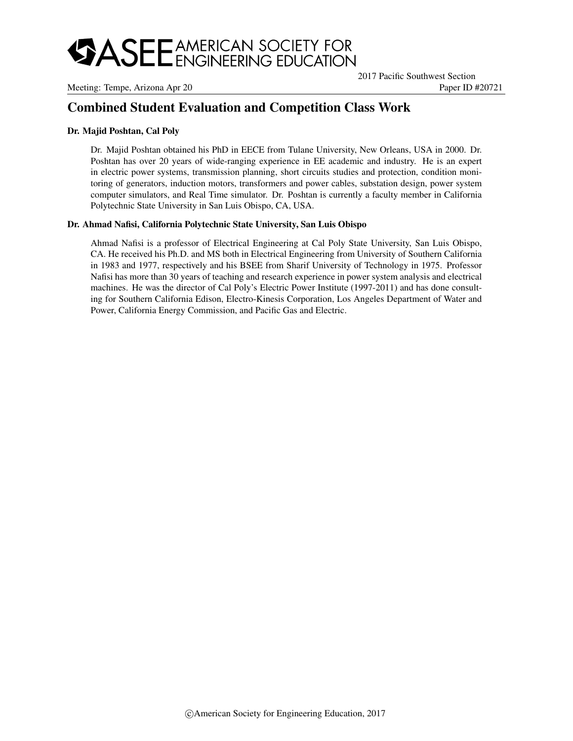# Combined Student Evaluation and Competition Class Work

### Dr. Majid Poshtan, Cal Poly

Dr. Majid Poshtan obtained his PhD in EECE from Tulane University, New Orleans, USA in 2000. Dr. Poshtan has over 20 years of wide-ranging experience in EE academic and industry. He is an expert in electric power systems, transmission planning, short circuits studies and protection, condition monitoring of generators, induction motors, transformers and power cables, substation design, power system computer simulators, and Real Time simulator. Dr. Poshtan is currently a faculty member in California Polytechnic State University in San Luis Obispo, CA, USA.

### Dr. Ahmad Nafisi, California Polytechnic State University, San Luis Obispo

Ahmad Nafisi is a professor of Electrical Engineering at Cal Poly State University, San Luis Obispo, CA. He received his Ph.D. and MS both in Electrical Engineering from University of Southern California in 1983 and 1977, respectively and his BSEE from Sharif University of Technology in 1975. Professor Nafisi has more than 30 years of teaching and research experience in power system analysis and electrical machines. He was the director of Cal Poly's Electric Power Institute (1997-2011) and has done consulting for Southern California Edison, Electro-Kinesis Corporation, Los Angeles Department of Water and Power, California Energy Commission, and Pacific Gas and Electric.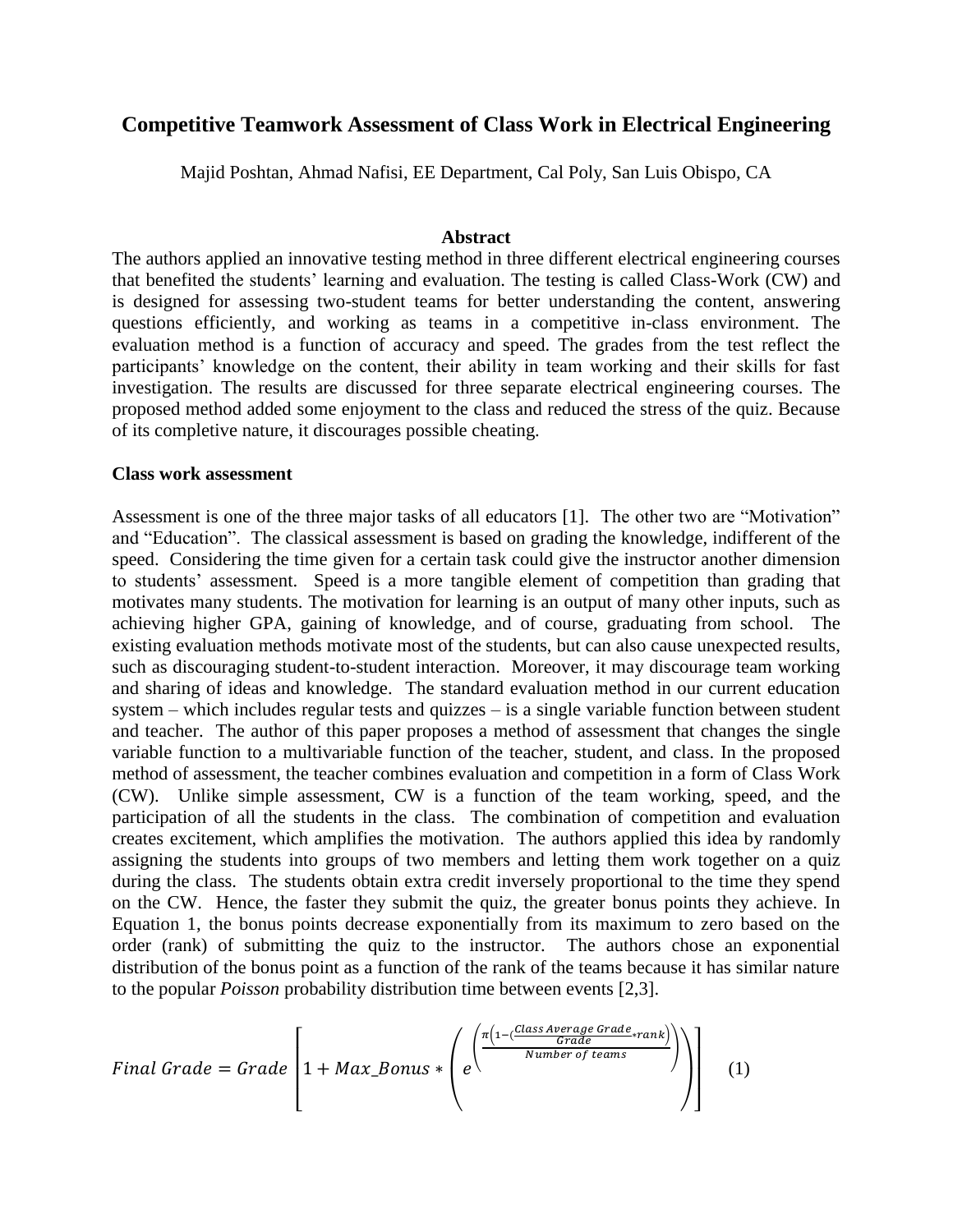# Competitive Teamwork Assessment of Class Work in Electrical Engineering

Majid Poshtan, Ahmad Nafisi, EE Department, Cal Poly, San Luis Obispo, CA

### Abstract

The authors applied an innovative testing method in three different electrical engineering courses that benefited the students' learning and evaluation. The testing is called Class-Work (CW) and is designed for assessing two-student teams for better understanding the content, answering questions efficiently, and working as teams in a competitive in-class environment. The evaluation method is a function of accuracy and speed. The grades from the test reflect the participants' knowledge on the content, their ability in team working and their skills for fast investigation. The results are discussed for three separate electrical engineering courses. The proposed method added some enjoyment to the class and reduced the stress of the quiz. Because of its completive nature, it discourages possible cheating.

### Class work assessment

Assessment is one of the three major tasks of all educators [1]. The other two are "Motivation" and "Education". The classical assessment is based on grading the knowledge, indifferent of the speed. Considering the time given for a certain task could give the instructor another dimension to students' assessment. Speed is a more tangible element of competition than grading that motivates many students. The motivation for learning is an output of many other inputs, such as achieving higher GPA, gaining of knowledge, and of course, graduating from school. The existing evaluation methods motivate most of the students, but can also cause unexpected results, such as discouraging student-to-student interaction. Moreover, it may discourage team working and sharing of ideas and knowledge. The standard evaluation method in our current education system – which includes regular tests and quizzes – is a single variable function between student and teacher. The author of this paper proposes a method of assessment that changes the single variable function to a multivariable function of the teacher, student, and class. In the proposed method of assessment, the teacher combines evaluation and competition in a form of Class Work (CW). Unlike simple assessment, CW is a function of the team working, speed, and the participation of all the students in the class. The combination of competition and evaluation creates excitement, which amplifies the motivation. The authors applied this idea by randomly assigning the students into groups of two members and letting them work together on a quiz during the class. The students obtain extra credit inversely proportional to the time they spend on the CW. Hence, the faster they submit the quiz, the greater bonus points they achieve. In Equation 1, the bonus points decrease exponentially from its maximum to zero based on the order (rank) of submitting the quiz to the instructor. The authors chose an exponential distribution of the bonus point as a function of the rank of the teams because it has similar nature to the popular *Poisson* probability distribution time between events [2,3].

$$Final\ Grade = Grade\left[1 + Max\_Bonus * \left(e^{\left(\frac{\pi\left(1-\left(\frac{Class\ Average\ Grade}{Grade}*rank\right)\right)}{Number\ of\ teams}\right)}\right)\right] \quad (1)$$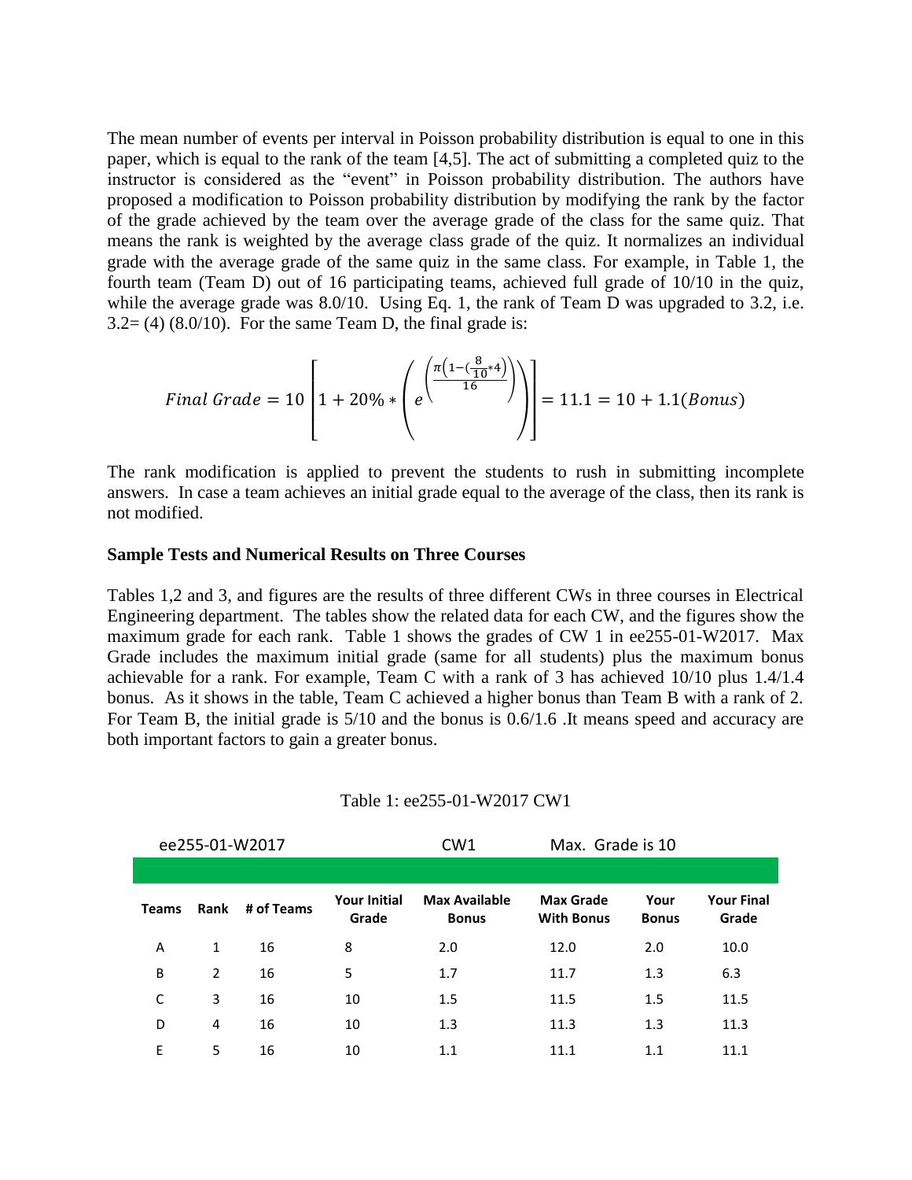The mean number of events per interval in Poisson probability distribution is equal to one in this paper, which is equal to the rank of the team [4,5]. The act of submitting a completed quiz to the instructor is considered as the "event" in Poisson probability distribution. The authors have proposed a modification to Poisson probability distribution by modifying the rank by the factor of the grade achieved by the team over the average grade of the class for the same quiz. That means the rank is weighted by the average class grade of the quiz. It normalizes an individual grade with the average grade of the same quiz in the same class. For example, in Table 1, the fourth team (Team D) out of 16 participating teams, achieved full grade of 10/10 in the quiz, while the average grade was 8.0/10. Using Eq. 1, the rank of Team D was upgraded to 3.2, i.e. 3.2= (4) (8.0/10). For the same Team D, the final grade is:

$$Final\ Grade = 10\left[1 + 20\% * \left(e^{\left(\frac{\pi\left(1-\left(\frac{8}{10}*4\right)\right)}{16}\right)}\right)\right] = 11.1 = 10 + 1.1(Bonus)$$

The rank modification is applied to prevent the students to rush in submitting incomplete answers. In case a team achieves an initial grade equal to the average of the class, then its rank is not modified.

**Sample Tests and Numerical Results on Three Courses**

Tables 1,2 and 3, and figures are the results of three different CWs in three courses in Electrical Engineering department. The tables show the related data for each CW, and the figures show the maximum grade for each rank. Table 1 shows the grades of CW 1 in ee255-01-W2017. Max Grade includes the maximum initial grade (same for all students) plus the maximum bonus achievable for a rank. For example, Team C with a rank of 3 has achieved 10/10 plus 1.4/1.4 bonus. As it shows in the table, Team C achieved a higher bonus than Team B with a rank of 2. For Team B, the initial grade is 5/10 and the bonus is 0.6/1.6 .It means speed and accuracy are both important factors to gain a greater bonus.

Table 1: ee255-01-W2017 CW1

| ee255-01-W2017 | | | | CW1 | Max. Grade is 10 | | |
|---|---|---|---|---|---|---|---|
| **Teams** | **Rank** | **# of Teams** | **Your Initial Grade** | **Max Available Bonus** | **Max Grade With Bonus** | **Your Bonus** | **Your Final Grade** |
| A | 1 | 16 | 8 | 2.0 | 12.0 | 2.0 | 10.0 |
| B | 2 | 16 | 5 | 1.7 | 11.7 | 1.3 | 6.3 |
| C | 3 | 16 | 10 | 1.5 | 11.5 | 1.5 | 11.5 |
| D | 4 | 16 | 10 | 1.3 | 11.3 | 1.3 | 11.3 |
| E | 5 | 16 | 10 | 1.1 | 11.1 | 1.1 | 11.1 |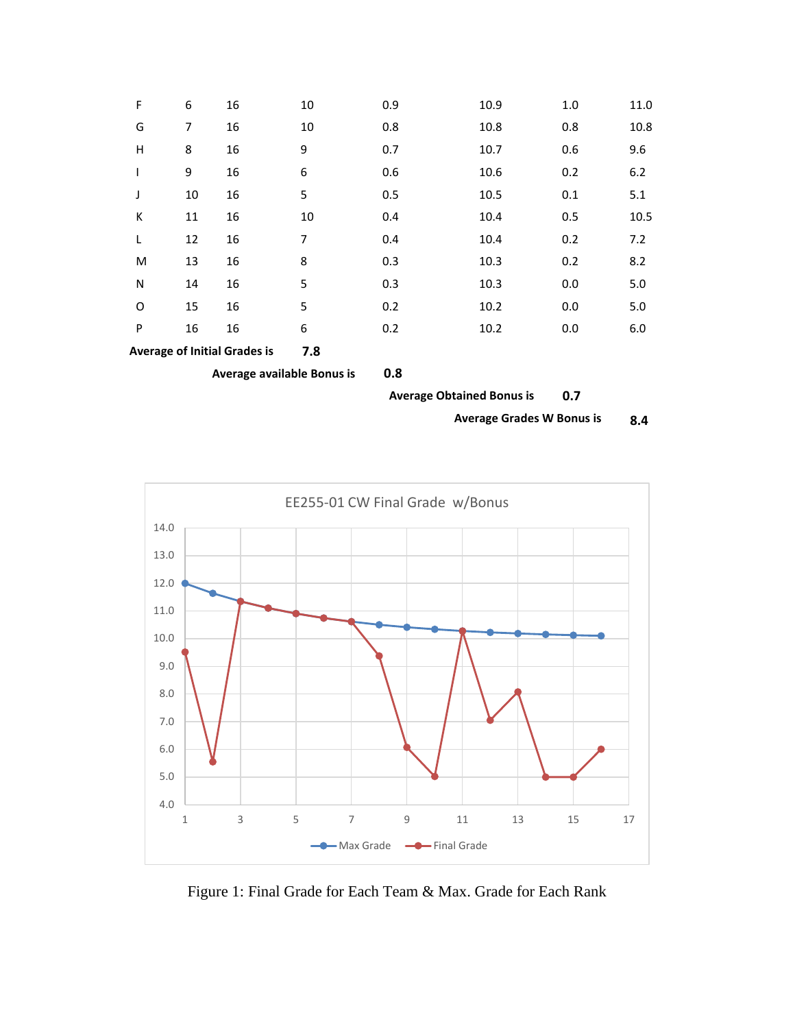| | | | | | | | |
|---|---|---|---|---|---|---|---|
| F | 6 | 16 | 10 | 0.9 | 10.9 | 1.0 | 11.0 |
| G | 7 | 16 | 10 | 0.8 | 10.8 | 0.8 | 10.8 |
| H | 8 | 16 | 9 | 0.7 | 10.7 | 0.6 | 9.6 |
| I | 9 | 16 | 6 | 0.6 | 10.6 | 0.2 | 6.2 |
| J | 10 | 16 | 5 | 0.5 | 10.5 | 0.1 | 5.1 |
| K | 11 | 16 | 10 | 0.4 | 10.4 | 0.5 | 10.5 |
| L | 12 | 16 | 7 | 0.4 | 10.4 | 0.2 | 7.2 |
| M | 13 | 16 | 8 | 0.3 | 10.3 | 0.2 | 8.2 |
| N | 14 | 16 | 5 | 0.3 | 10.3 | 0.0 | 5.0 |
| O | 15 | 16 | 5 | 0.2 | 10.2 | 0.0 | 5.0 |
| P | 16 | 16 | 6 | 0.2 | 10.2 | 0.0 | 6.0 |

**Average of Initial Grades is** **7.8**

**Average available Bonus is** **0.8**

**Average Obtained Bonus is** **0.7**

**Average Grades W Bonus is** **8.4**

EE255-01 CW Final Grade w/Bonus

14.0
13.0
12.0
11.0
10.0
9.0
8.0
7.0
6.0
5.0
4.0

1 3 5 7 9 11 13 15 17

Max Grade
Final Grade

Figure 1: Final Grade for Each Team & Max. Grade for Each Rank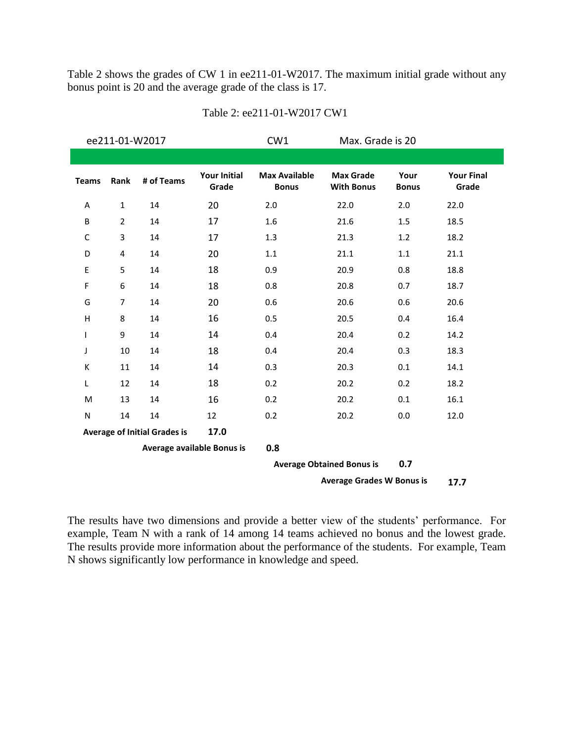Table 2 shows the grades of CW 1 in ee211-01-W2017. The maximum initial grade without any bonus point is 20 and the average grade of the class is 17.

Table 2: ee211-01-W2017 CW1

ee211-01-W2017 CW1 Max. Grade is 20

| Teams | Rank | # of Teams | Your Initial Grade | Max Available Bonus | Max Grade With Bonus | Your Bonus | Your Final Grade |
|---|---|---|---|---|---|---|---|
| A | 1 | 14 | 20 | 2.0 | 22.0 | 2.0 | 22.0 |
| B | 2 | 14 | 17 | 1.6 | 21.6 | 1.5 | 18.5 |
| C | 3 | 14 | 17 | 1.3 | 21.3 | 1.2 | 18.2 |
| D | 4 | 14 | 20 | 1.1 | 21.1 | 1.1 | 21.1 |
| E | 5 | 14 | 18 | 0.9 | 20.9 | 0.8 | 18.8 |
| F | 6 | 14 | 18 | 0.8 | 20.8 | 0.7 | 18.7 |
| G | 7 | 14 | 20 | 0.6 | 20.6 | 0.6 | 20.6 |
| H | 8 | 14 | 16 | 0.5 | 20.5 | 0.4 | 16.4 |
| I | 9 | 14 | 14 | 0.4 | 20.4 | 0.2 | 14.2 |
| J | 10 | 14 | 18 | 0.4 | 20.4 | 0.3 | 18.3 |
| K | 11 | 14 | 14 | 0.3 | 20.3 | 0.1 | 14.1 |
| L | 12 | 14 | 18 | 0.2 | 20.2 | 0.2 | 18.2 |
| M | 13 | 14 | 16 | 0.2 | 20.2 | 0.1 | 16.1 |
| N | 14 | 14 | 12 | 0.2 | 20.2 | 0.0 | 12.0 |
| **Average of Initial Grades is** | | | **17.0** | | | | |
| | | **Average available Bonus is** | | **0.8** | | | |
| | | | | **Average Obtained Bonus is** | | **0.7** | |
| | | | | | **Average Grades W Bonus is** | | **17.7** |

The results have two dimensions and provide a better view of the students' performance. For example, Team N with a rank of 14 among 14 teams achieved no bonus and the lowest grade. The results provide more information about the performance of the students. For example, Team N shows significantly low performance in knowledge and speed.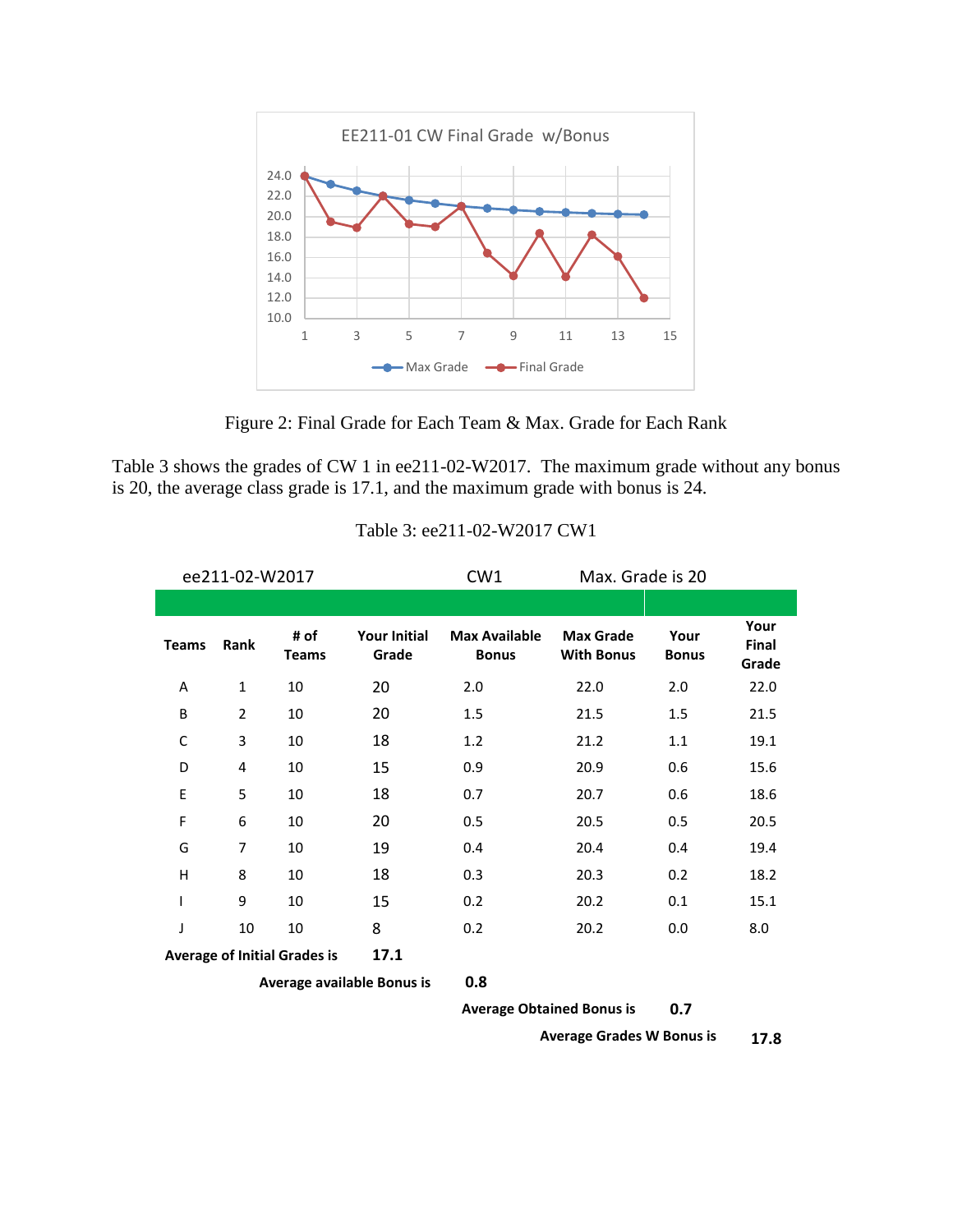EE211-01 CW Final Grade w/Bonus

24.0
22.0
20.0
18.0
16.0
14.0
12.0
10.0

1 3 5 7 9 11 13 15

Max Grade
Final Grade

Figure 2: Final Grade for Each Team & Max. Grade for Each Rank

Table 3 shows the grades of CW 1 in ee211-02-W2017. The maximum grade without any bonus is 20, the average class grade is 17.1, and the maximum grade with bonus is 24.

Table 3: ee211-02-W2017 CW1

| ee211-02-W2017 | | | | CW1 | Max. Grade is 20 | | |
|---|---|---|---|---|---|---|---|
| **Teams** | **Rank** | **# of Teams** | **Your Initial Grade** | **Max Available Bonus** | **Max Grade With Bonus** | **Your Bonus** | **Your Final Grade** |
| A | 1 | 10 | 20 | 2.0 | 22.0 | 2.0 | 22.0 |
| B | 2 | 10 | 20 | 1.5 | 21.5 | 1.5 | 21.5 |
| C | 3 | 10 | 18 | 1.2 | 21.2 | 1.1 | 19.1 |
| D | 4 | 10 | 15 | 0.9 | 20.9 | 0.6 | 15.6 |
| E | 5 | 10 | 18 | 0.7 | 20.7 | 0.6 | 18.6 |
| F | 6 | 10 | 20 | 0.5 | 20.5 | 0.5 | 20.5 |
| G | 7 | 10 | 19 | 0.4 | 20.4 | 0.4 | 19.4 |
| H | 8 | 10 | 18 | 0.3 | 20.3 | 0.2 | 18.2 |
| I | 9 | 10 | 15 | 0.2 | 20.2 | 0.1 | 15.1 |
| J | 10 | 10 | 8 | 0.2 | 20.2 | 0.0 | 8.0 |
| **Average of Initial Grades is** | | | **17.1** | | | | |
| | | **Average available Bonus is** | | **0.8** | | | |
| | | | | **Average Obtained Bonus is** | | **0.7** | |
| | | | | | **Average Grades W Bonus is** | | **17.8** |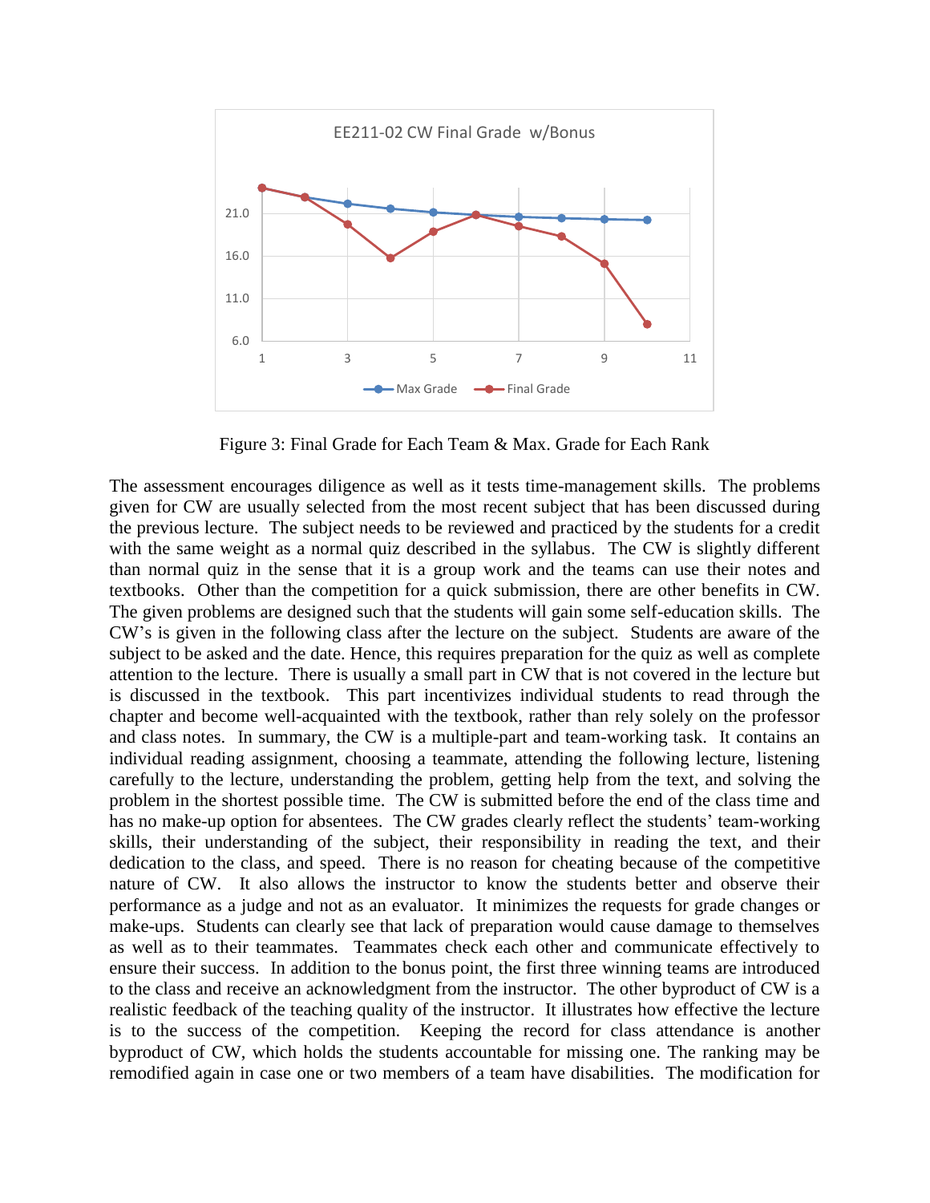Figure 3: Final Grade for Each Team & Max. Grade for Each Rank

The assessment encourages diligence as well as it tests time-management skills. The problems given for CW are usually selected from the most recent subject that has been discussed during the previous lecture. The subject needs to be reviewed and practiced by the students for a credit with the same weight as a normal quiz described in the syllabus. The CW is slightly different than normal quiz in the sense that it is a group work and the teams can use their notes and textbooks. Other than the competition for a quick submission, there are other benefits in CW. The given problems are designed such that the students will gain some self-education skills. The CW's is given in the following class after the lecture on the subject. Students are aware of the subject to be asked and the date. Hence, this requires preparation for the quiz as well as complete attention to the lecture. There is usually a small part in CW that is not covered in the lecture but is discussed in the textbook. This part incentivizes individual students to read through the chapter and become well-acquainted with the textbook, rather than rely solely on the professor and class notes. In summary, the CW is a multiple-part and team-working task. It contains an individual reading assignment, choosing a teammate, attending the following lecture, listening carefully to the lecture, understanding the problem, getting help from the text, and solving the problem in the shortest possible time. The CW is submitted before the end of the class time and has no make-up option for absentees. The CW grades clearly reflect the students' team-working skills, their understanding of the subject, their responsibility in reading the text, and their dedication to the class, and speed. There is no reason for cheating because of the competitive nature of CW. It also allows the instructor to know the students better and observe their performance as a judge and not as an evaluator. It minimizes the requests for grade changes or make-ups. Students can clearly see that lack of preparation would cause damage to themselves as well as to their teammates. Teammates check each other and communicate effectively to ensure their success. In addition to the bonus point, the first three winning teams are introduced to the class and receive an acknowledgment from the instructor. The other byproduct of CW is a realistic feedback of the teaching quality of the instructor. It illustrates how effective the lecture is to the success of the competition. Keeping the record for class attendance is another byproduct of CW, which holds the students accountable for missing one. The ranking may be remodified again in case one or two members of a team have disabilities. The modification for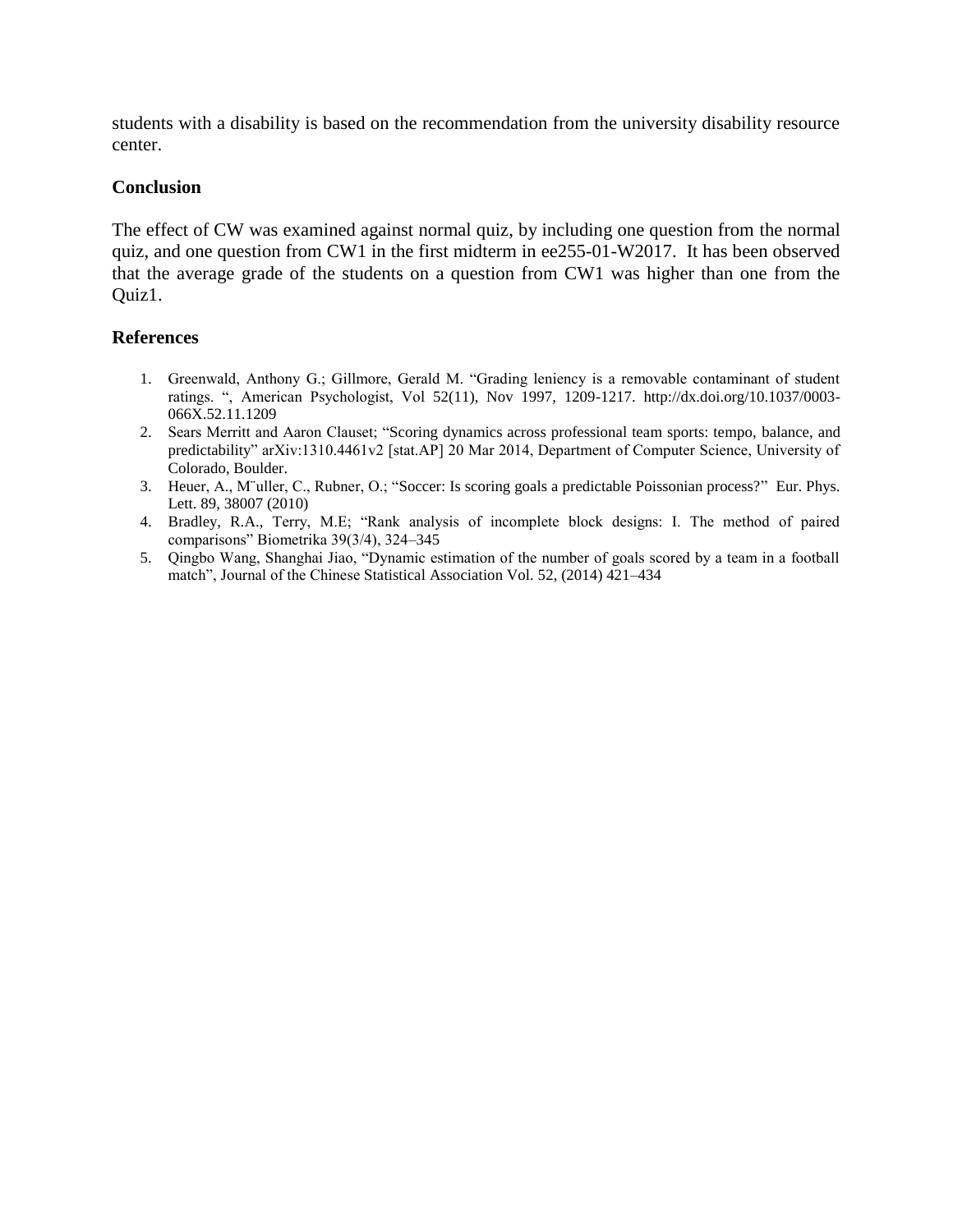students with a disability is based on the recommendation from the university disability resource center.

## Conclusion

The effect of CW was examined against normal quiz, by including one question from the normal quiz, and one question from CW1 in the first midterm in ee255-01-W2017. It has been observed that the average grade of the students on a question from CW1 was higher than one from the Quiz1.

## References

1. Greenwald, Anthony G.; Gillmore, Gerald M. "Grading leniency is a removable contaminant of student ratings. ", American Psychologist, Vol 52(11), Nov 1997, 1209-1217. http://dx.doi.org/10.1037/0003-066X.52.11.1209
2. Sears Merritt and Aaron Clauset; "Scoring dynamics across professional team sports: tempo, balance, and predictability" arXiv:1310.4461v2 [stat.AP] 20 Mar 2014, Department of Computer Science, University of Colorado, Boulder.
3. Heuer, A., M¨uller, C., Rubner, O.; "Soccer: Is scoring goals a predictable Poissonian process?" Eur. Phys. Lett. 89, 38007 (2010)
4. Bradley, R.A., Terry, M.E; "Rank analysis of incomplete block designs: I. The method of paired comparisons" Biometrika 39(3/4), 324–345
5. Qingbo Wang, Shanghai Jiao, "Dynamic estimation of the number of goals scored by a team in a football match", Journal of the Chinese Statistical Association Vol. 52, (2014) 421–434